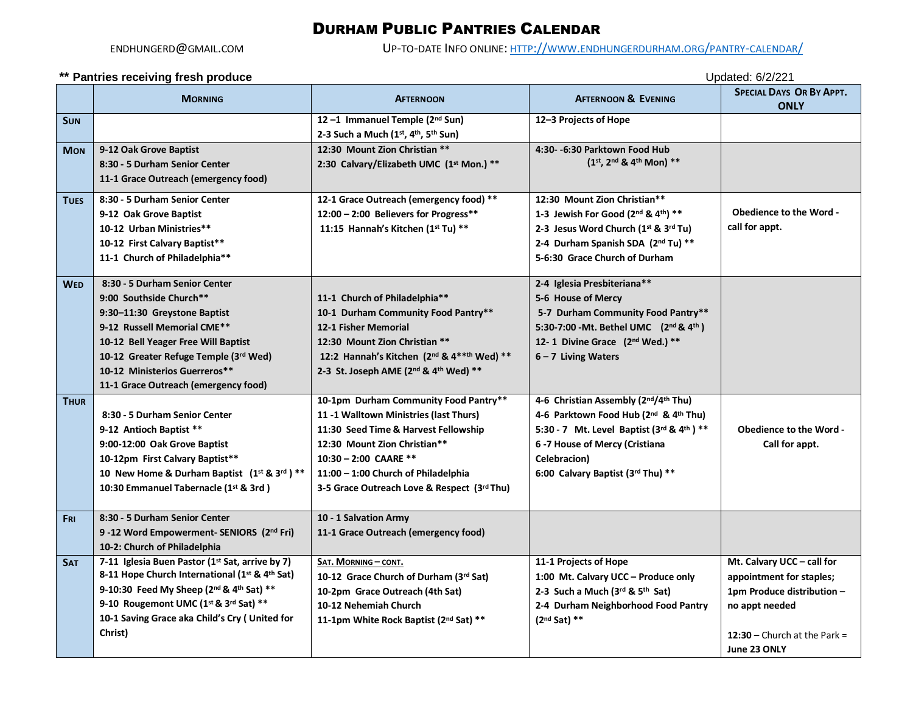# Durham Public Pantries Calendar

ENDHUNGERD@GMAIL.COM

Up-to-date Info online: HTTP://WWW.ENDHUNGERDURHAM.ORG/PANTRY-CALENDAR/

**** Pantries receiving fresh produce**

Updated: 6/2/221

| | Morning | Afternoon | Afternoon & Evening | Special Days Or By Appt. Only |
|---|---|---|---|---|
| **Sun** | | 12 –1 Immanuel Temple (2nd Sun)<br>2-3 Such a Much (1st, 4th, 5th Sun) | 12–3 Projects of Hope | |
| **Mon** | 9-12 Oak Grove Baptist<br>8:30 - 5 Durham Senior Center<br>11-1 Grace Outreach (emergency food) | 12:30 Mount Zion Christian **<br>2:30 Calvary/Elizabeth UMC (1st Mon.) ** | 4:30- -6:30 Parktown Food Hub (1st, 2nd & 4th Mon) ** | |
| **Tues** | 8:30 - 5 Durham Senior Center<br>9-12 Oak Grove Baptist<br>10-12 Urban Ministries**<br>10-12 First Calvary Baptist**<br>11-1 Church of Philadelphia** | 12-1 Grace Outreach (emergency food) **<br>12:00 – 2:00 Believers for Progress**<br>11:15 Hannah's Kitchen (1st Tu) ** | 12:30 Mount Zion Christian**<br>1-3 Jewish For Good (2nd & 4th) **<br>2-3 Jesus Word Church (1st & 3rd Tu)<br>2-4 Durham Spanish SDA (2nd Tu) **<br>5-6:30 Grace Church of Durham | Obedience to the Word - call for appt. |
| **Wed** | 8:30 - 5 Durham Senior Center<br>9:00 Southside Church**<br>9:30–11:30 Greystone Baptist<br>9-12 Russell Memorial CME**<br>10-12 Bell Yeager Free Will Baptist<br>10-12 Greater Refuge Temple (3rd Wed)<br>10-12 Ministerios Guerreros**<br>11-1 Grace Outreach (emergency food) | 11-1 Church of Philadelphia**<br>10-1 Durham Community Food Pantry**<br>12-1 Fisher Memorial<br>12:30 Mount Zion Christian **<br>12:2 Hannah's Kitchen (2nd & 4**th Wed) **<br>2-3 St. Joseph AME (2nd & 4th Wed) ** | 2-4 Iglesia Presbiteriana**<br>5-6 House of Mercy<br>5-7 Durham Community Food Pantry**<br>5:30-7:00 -Mt. Bethel UMC (2nd & 4th )<br>12- 1 Divine Grace (2nd Wed.) **<br>6 – 7 Living Waters | |
| **Thur** | 8:30 - 5 Durham Senior Center<br>9-12 Antioch Baptist **<br>9:00-12:00 Oak Grove Baptist<br>10-12pm First Calvary Baptist**<br>10 New Home & Durham Baptist (1st & 3rd ) **<br>10:30 Emmanuel Tabernacle (1st & 3rd ) | 10-1pm Durham Community Food Pantry**<br>11 -1 Walltown Ministries (last Thurs)<br>11:30 Seed Time & Harvest Fellowship<br>12:30 Mount Zion Christian**<br>10:30 – 2:00 CAARE **<br>11:00 – 1:00 Church of Philadelphia<br>3-5 Grace Outreach Love & Respect (3rd Thu) | 4-6 Christian Assembly (2nd/4th Thu)<br>4-6 Parktown Food Hub (2nd & 4th Thu)<br>5:30 - 7 Mt. Level Baptist (3rd & 4th ) **<br>6 -7 House of Mercy (Cristiana Celebracion)<br>6:00 Calvary Baptist (3rd Thu) ** | Obedience to the Word - Call for appt. |
| **Fri** | 8:30 - 5 Durham Senior Center<br>9 -12 Word Empowerment- SENIORS (2nd Fri)<br>10-2: Church of Philadelphia | 10 - 1 Salvation Army<br>11-1 Grace Outreach (emergency food) | | |
| **Sat** | 7-11 Iglesia Buen Pastor (1st Sat, arrive by 7)<br>8-11 Hope Church International (1st & 4th Sat)<br>9-10:30 Feed My Sheep (2nd & 4th Sat) **<br>9-10 Rougemont UMC (1st & 3rd Sat) **<br>10-1 Saving Grace aka Child's Cry ( United for Christ) | Sat. Morning – cont.<br>10-12 Grace Church of Durham (3rd Sat)<br>10-2pm Grace Outreach (4th Sat)<br>10-12 Nehemiah Church<br>11-1pm White Rock Baptist (2nd Sat) ** | 11-1 Projects of Hope<br>1:00 Mt. Calvary UCC – Produce only<br>2-3 Such a Much (3rd & 5th Sat)<br>2-4 Durham Neighborhood Food Pantry (2nd Sat) ** | Mt. Calvary UCC – call for appointment for staples; 1pm Produce distribution – no appt needed<br><br>**12:30 –** Church at the Park = **June 23 ONLY** |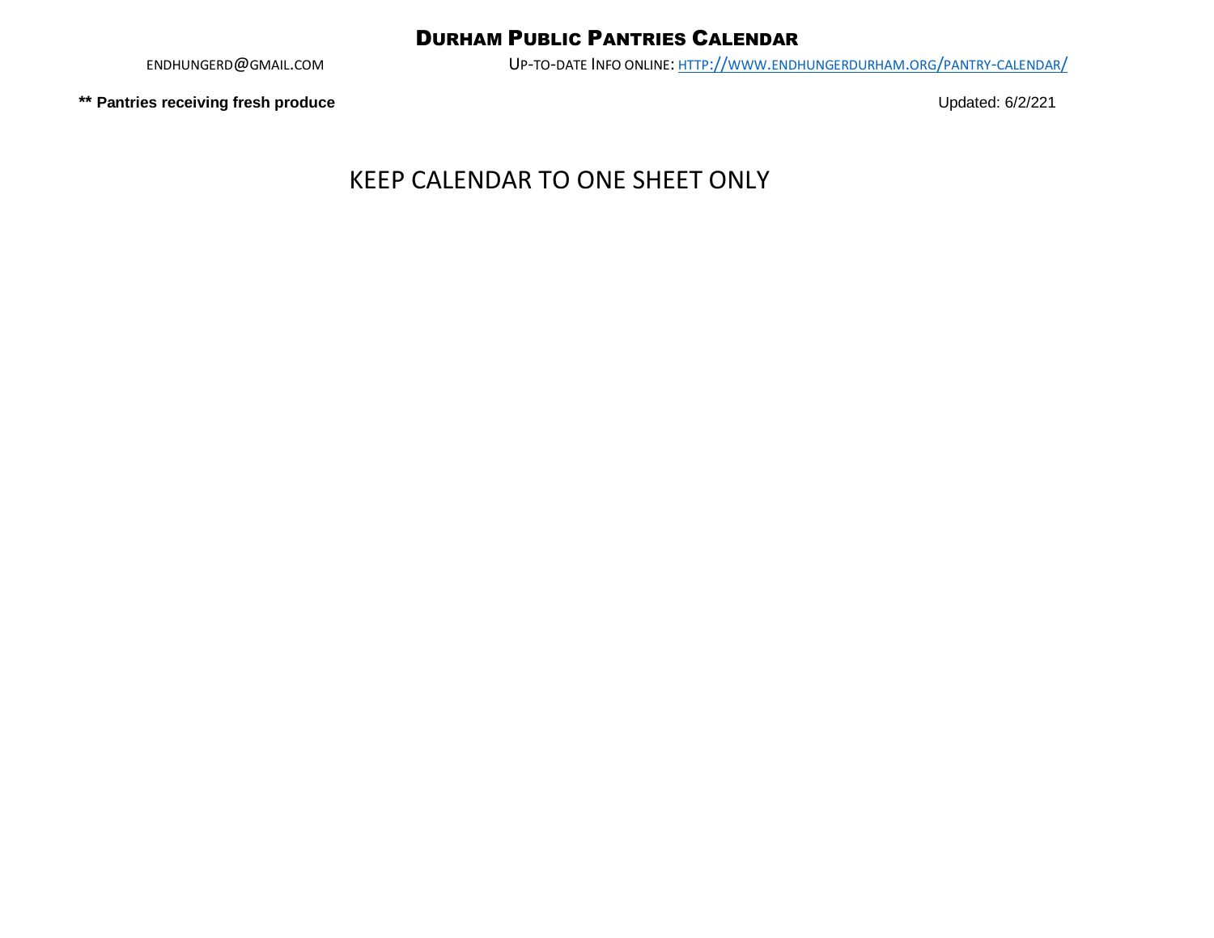# Durham Public Pantries Calendar

ENDHUNGERD@GMAIL.COM

UP-TO-DATE INFO ONLINE: [HTTP://WWW.ENDHUNGERDURHAM.ORG/PANTRY-CALENDAR/](http://www.endhungerdurham.org/pantry-calendar/)

**** Pantries receiving fresh produce**

Updated: 6/2/221

KEEP CALENDAR TO ONE SHEET ONLY